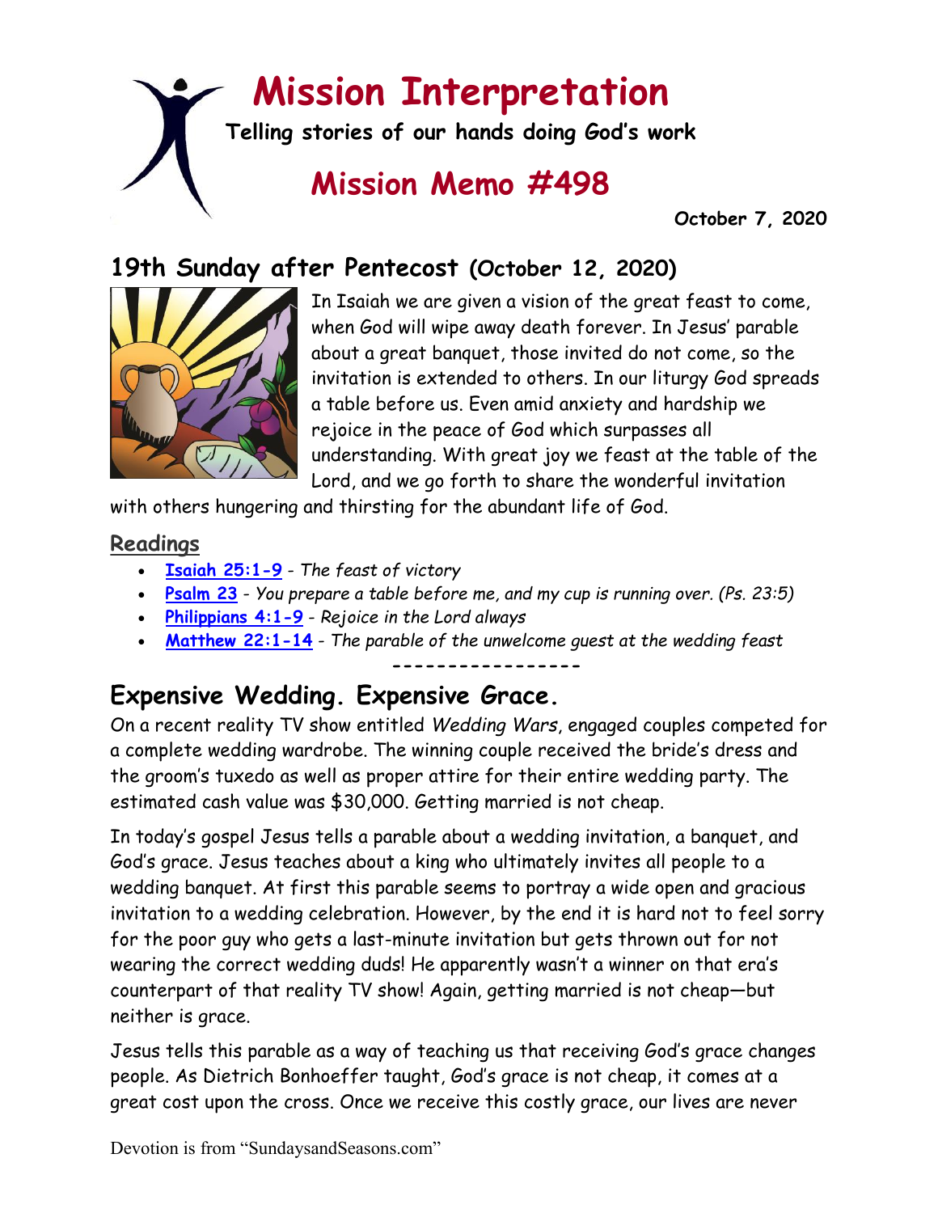# Mission Interpretation

**Telling stories of our hands doing God's work**

## Mission Memo #498

**October 7, 2020**

## 19th Sunday after Pentecost (October 12, 2020)

In Isaiah we are given a vision of the great feast to come, when God will wipe away death forever. In Jesus' parable about a great banquet, those invited do not come, so the invitation is extended to others. In our liturgy God spreads a table before us. Even amid anxiety and hardship we rejoice in the peace of God which surpasses all understanding. With great joy we feast at the table of the Lord, and we go forth to share the wonderful invitation with others hungering and thirsting for the abundant life of God.

### Readings

- **Isaiah 25:1-9** - *The feast of victory*
- **Psalm 23** - *You prepare a table before me, and my cup is running over. (Ps. 23:5)*
- **Philippians 4:1-9** - *Rejoice in the Lord always*
- **Matthew 22:1-14** - *The parable of the unwelcome guest at the wedding feast*

-----------------

## Expensive Wedding. Expensive Grace.

On a recent reality TV show entitled *Wedding Wars*, engaged couples competed for a complete wedding wardrobe. The winning couple received the bride's dress and the groom's tuxedo as well as proper attire for their entire wedding party. The estimated cash value was $30,000. Getting married is not cheap.

In today's gospel Jesus tells a parable about a wedding invitation, a banquet, and God's grace. Jesus teaches about a king who ultimately invites all people to a wedding banquet. At first this parable seems to portray a wide open and gracious invitation to a wedding celebration. However, by the end it is hard not to feel sorry for the poor guy who gets a last-minute invitation but gets thrown out for not wearing the correct wedding duds! He apparently wasn't a winner on that era's counterpart of that reality TV show! Again, getting married is not cheap—but neither is grace.

Jesus tells this parable as a way of teaching us that receiving God's grace changes people. As Dietrich Bonhoeffer taught, God's grace is not cheap, it comes at a great cost upon the cross. Once we receive this costly grace, our lives are never

Devotion is from "SundaysandSeasons.com"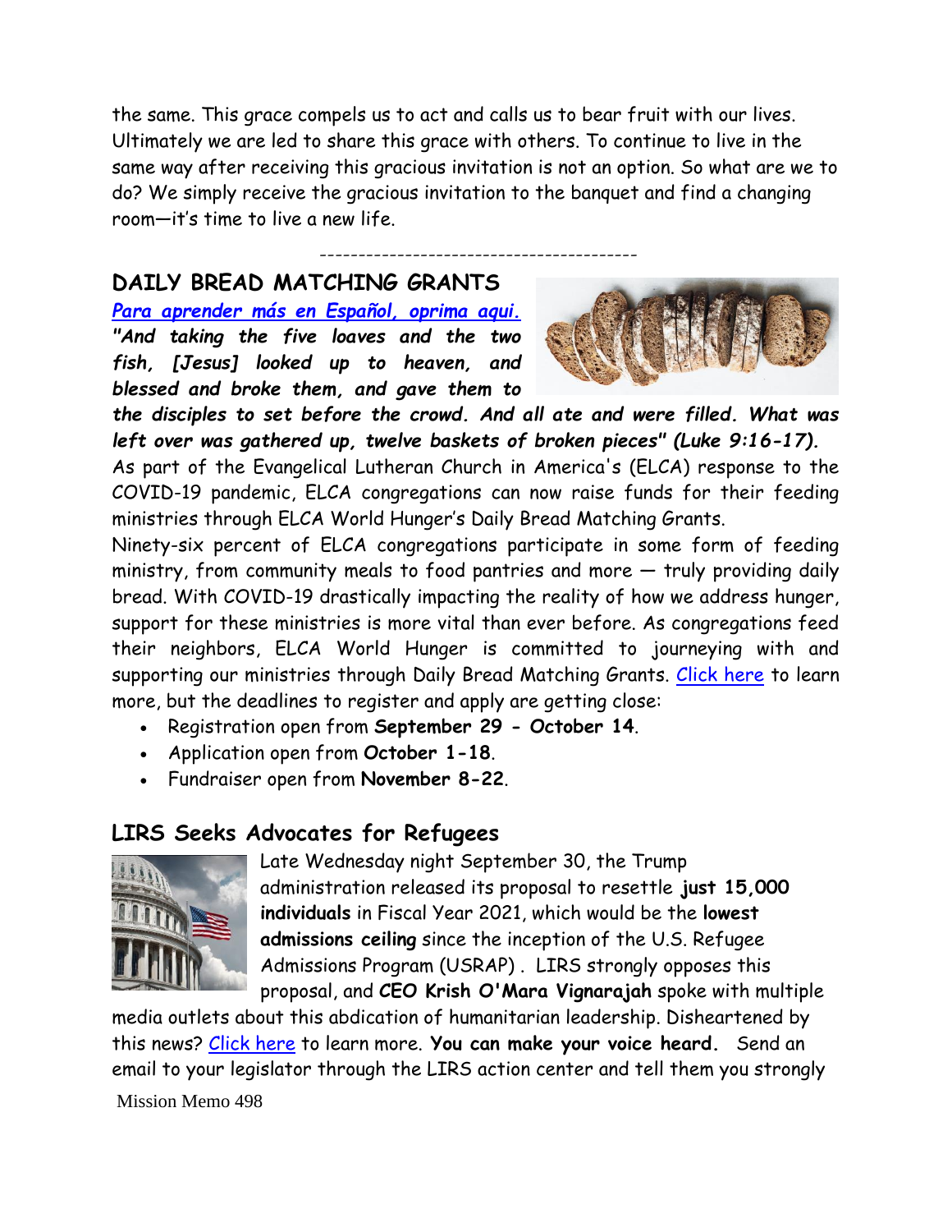the same. This grace compels us to act and calls us to bear fruit with our lives. Ultimately we are led to share this grace with others. To continue to live in the same way after receiving this gracious invitation is not an option. So what are we to do? We simply receive the gracious invitation to the banquet and find a changing room—it's time to live a new life.

-----------------------------------------

## DAILY BREAD MATCHING GRANTS

***Para aprender más en Español, oprima aqui.***

***"And taking the five loaves and the two fish, [Jesus] looked up to heaven, and blessed and broke them, and gave them to the disciples to set before the crowd. And all ate and were filled. What was left over was gathered up, twelve baskets of broken pieces" (Luke 9:16-17).***

As part of the Evangelical Lutheran Church in America's (ELCA) response to the COVID-19 pandemic, ELCA congregations can now raise funds for their feeding ministries through ELCA World Hunger's Daily Bread Matching Grants.

Ninety-six percent of ELCA congregations participate in some form of feeding ministry, from community meals to food pantries and more — truly providing daily bread. With COVID-19 drastically impacting the reality of how we address hunger, support for these ministries is more vital than ever before. As congregations feed their neighbors, ELCA World Hunger is committed to journeying with and supporting our ministries through Daily Bread Matching Grants. Click here to learn more, but the deadlines to register and apply are getting close:

- Registration open from **September 29 - October 14**.
- Application open from **October 1-18**.
- Fundraiser open from **November 8-22**.

## LIRS Seeks Advocates for Refugees

Late Wednesday night September 30, the Trump administration released its proposal to resettle **just 15,000 individuals** in Fiscal Year 2021, which would be the **lowest admissions ceiling** since the inception of the U.S. Refugee Admissions Program (USRAP) . LIRS strongly opposes this proposal, and **CEO Krish O'Mara Vignarajah** spoke with multiple media outlets about this abdication of humanitarian leadership. Disheartened by this news? Click here to learn more. **You can make your voice heard.** Send an email to your legislator through the LIRS action center and tell them you strongly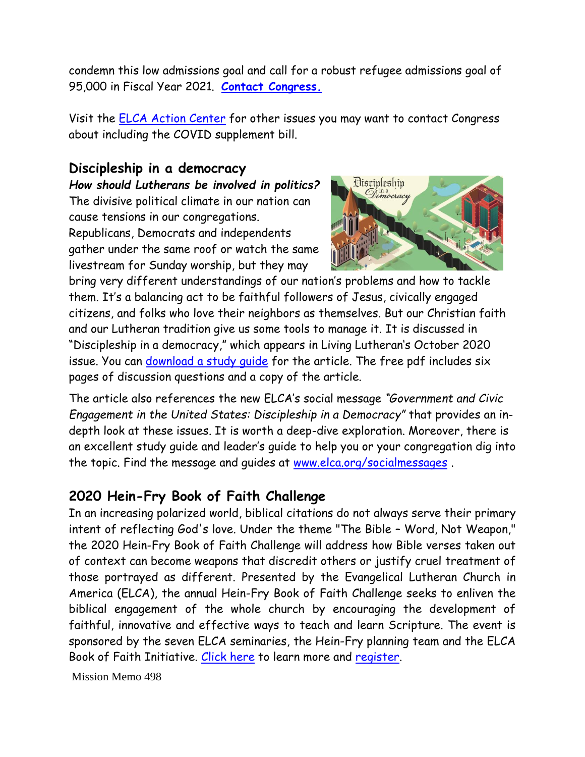condemn this low admissions goal and call for a robust refugee admissions goal of 95,000 in Fiscal Year 2021. **Contact Congress.**

Visit the ELCA Action Center for other issues you may want to contact Congress about including the COVID supplement bill.

## Discipleship in a democracy

***How should Lutherans be involved in politics?***

The divisive political climate in our nation can cause tensions in our congregations. Republicans, Democrats and independents gather under the same roof or watch the same livestream for Sunday worship, but they may bring very different understandings of our nation's problems and how to tackle them. It's a balancing act to be faithful followers of Jesus, civically engaged citizens, and folks who love their neighbors as themselves. But our Christian faith and our Lutheran tradition give us some tools to manage it. It is discussed in "Discipleship in a democracy," which appears in Living Lutheran's October 2020 issue. You can download a study guide for the article. The free pdf includes six pages of discussion questions and a copy of the article.

The article also references the new ELCA's social message *"Government and Civic Engagement in the United States: Discipleship in a Democracy"* that provides an in-depth look at these issues. It is worth a deep-dive exploration. Moreover, there is an excellent study guide and leader's guide to help you or your congregation dig into the topic. Find the message and guides at www.elca.org/socialmessages .

## 2020 Hein-Fry Book of Faith Challenge

In an increasing polarized world, biblical citations do not always serve their primary intent of reflecting God's love. Under the theme "The Bible – Word, Not Weapon," the 2020 Hein-Fry Book of Faith Challenge will address how Bible verses taken out of context can become weapons that discredit others or justify cruel treatment of those portrayed as different. Presented by the Evangelical Lutheran Church in America (ELCA), the annual Hein-Fry Book of Faith Challenge seeks to enliven the biblical engagement of the whole church by encouraging the development of faithful, innovative and effective ways to teach and learn Scripture. The event is sponsored by the seven ELCA seminaries, the Hein-Fry planning team and the ELCA Book of Faith Initiative. Click here to learn more and register.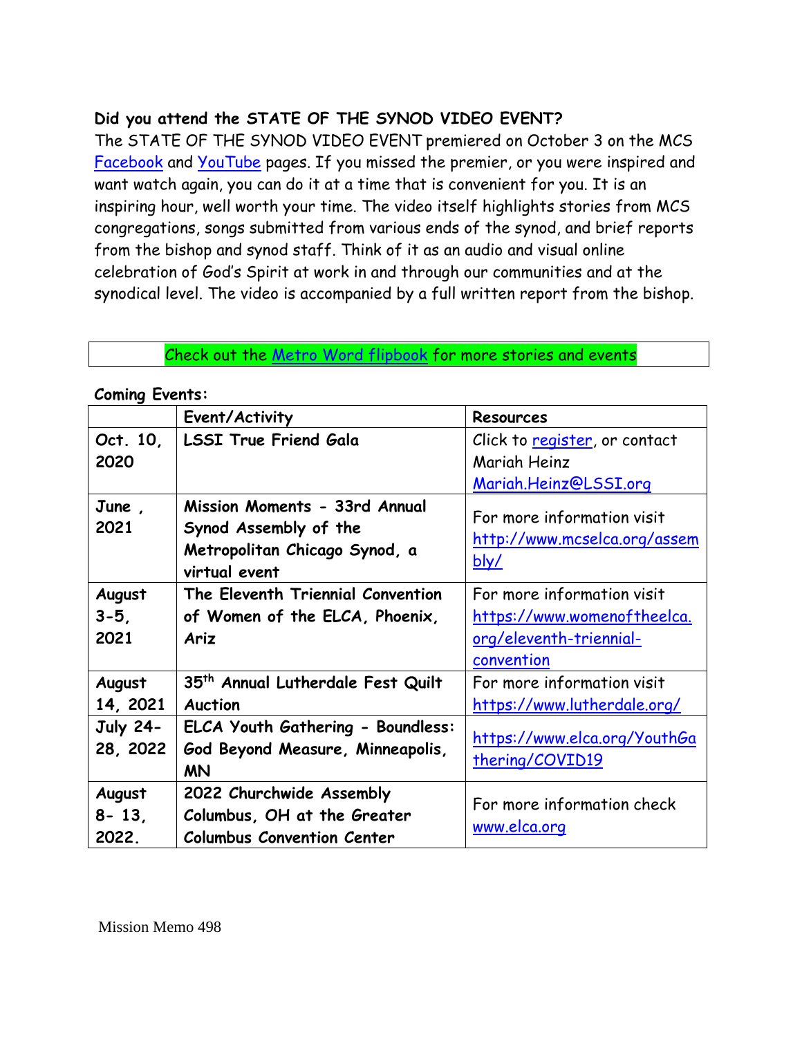**Did you attend the STATE OF THE SYNOD VIDEO EVENT?**

The STATE OF THE SYNOD VIDEO EVENT premiered on October 3 on the MCS Facebook and YouTube pages. If you missed the premier, or you were inspired and want watch again, you can do it at a time that is convenient for you. It is an inspiring hour, well worth your time. The video itself highlights stories from MCS congregations, songs submitted from various ends of the synod, and brief reports from the bishop and synod staff. Think of it as an audio and visual online celebration of God's Spirit at work in and through our communities and at the synodical level. The video is accompanied by a full written report from the bishop.

Check out the Metro Word flipbook for more stories and events

**Coming Events:**

| | Event/Activity | Resources |
|---|---|---|
| Oct. 10, 2020 | **LSSI True Friend Gala** | Click to register, or contact Mariah Heinz Mariah.Heinz@LSSI.org |
| June , 2021 | **Mission Moments - 33rd Annual Synod Assembly of the Metropolitan Chicago Synod, a virtual event** | For more information visit http://www.mcselca.org/assembly/ |
| August 3-5, 2021 | **The Eleventh Triennial Convention of Women of the ELCA, Phoenix, Ariz** | For more information visit https://www.womenoftheelca.org/eleventh-triennial-convention |
| August 14, 2021 | **35th Annual Lutherdale Fest Quilt Auction** | For more information visit https://www.lutherdale.org/ |
| July 24-28, 2022 | **ELCA Youth Gathering - Boundless: God Beyond Measure, Minneapolis, MN** | https://www.elca.org/YouthGathering/COVID19 |
| August 8- 13, 2022. | **2022 Churchwide Assembly Columbus, OH at the Greater Columbus Convention Center** | For more information check www.elca.org |